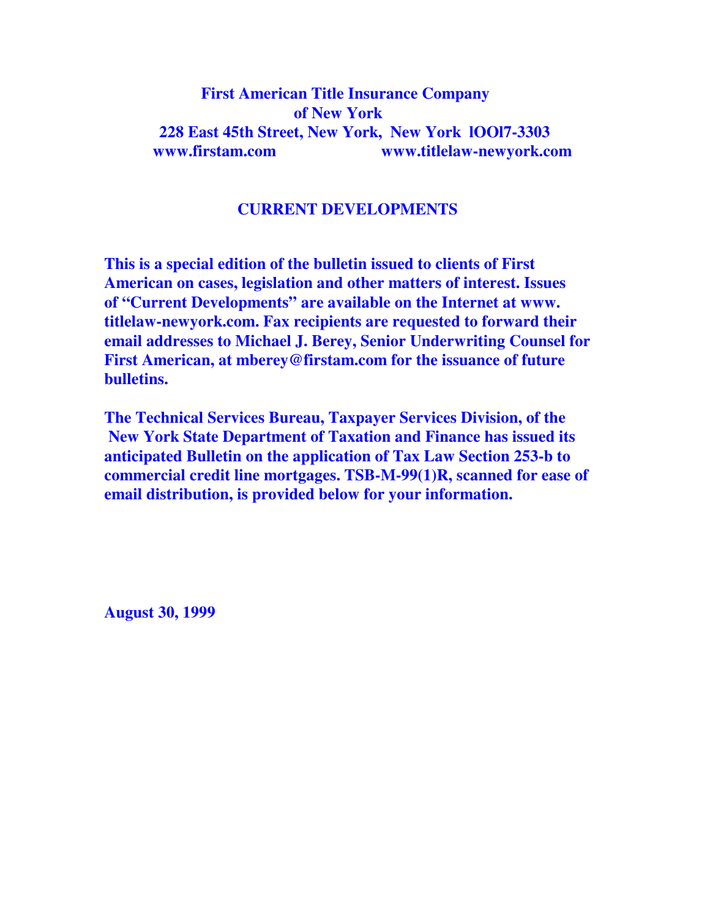**First American Title Insurance Company**
**of New York**
**228 East 45th Street, New York, New York lOOl7-3303**
**www.firstam.com www.titlelaw-newyork.com**

## CURRENT DEVELOPMENTS

**This is a special edition of the bulletin issued to clients of First American on cases, legislation and other matters of interest. Issues of "Current Developments" are available on the Internet at www. titlelaw-newyork.com. Fax recipients are requested to forward their email addresses to Michael J. Berey, Senior Underwriting Counsel for First American, at mberey@firstam.com for the issuance of future bulletins.**

**The Technical Services Bureau, Taxpayer Services Division, of the New York State Department of Taxation and Finance has issued its anticipated Bulletin on the application of Tax Law Section 253-b to commercial credit line mortgages. TSB-M-99(1)R, scanned for ease of email distribution, is provided below for your information.**

**August 30, 1999**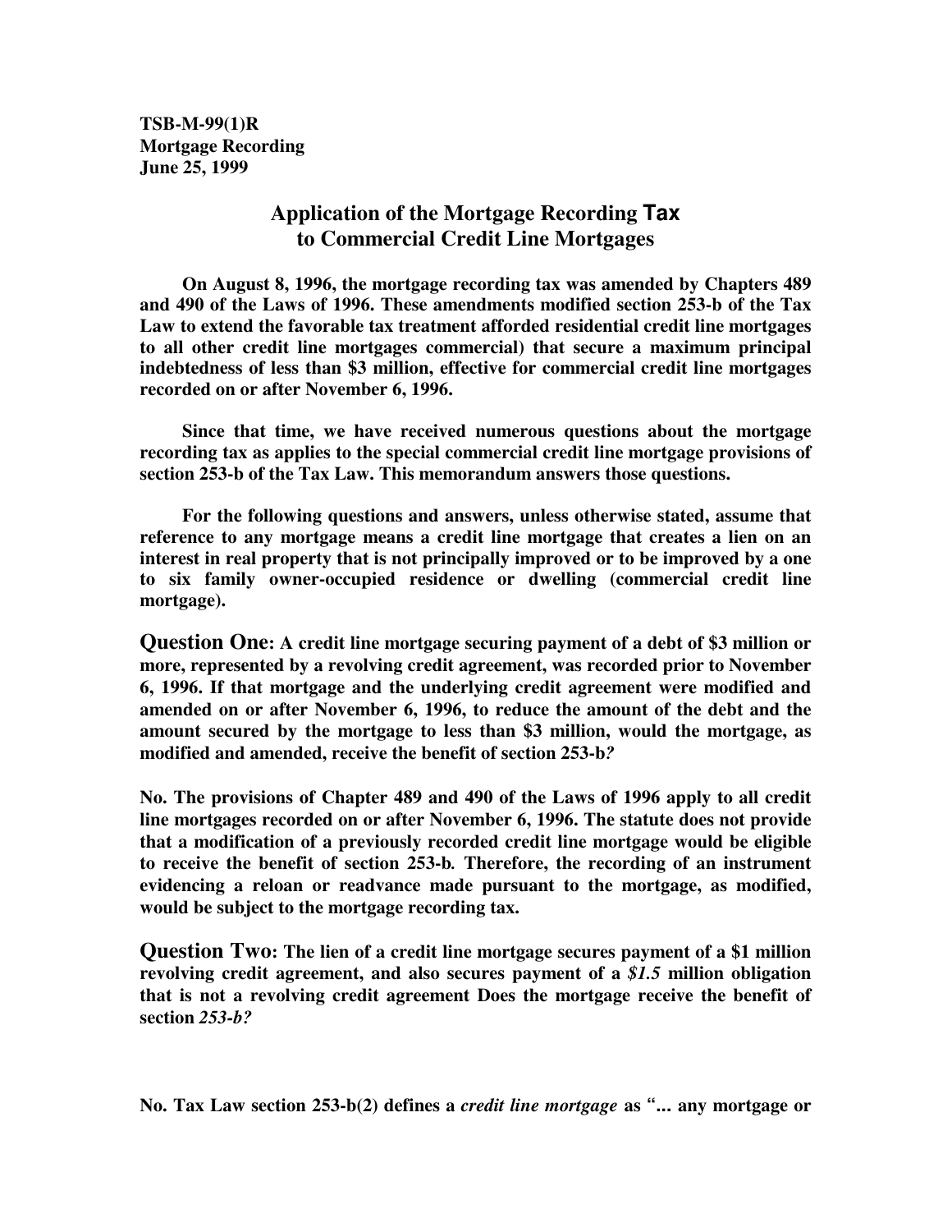**TSB-M-99(1)R**
**Mortgage Recording**
**June 25, 1999**

# Application of the Mortgage Recording Tax to Commercial Credit Line Mortgages

**On August 8, 1996, the mortgage recording tax was amended by Chapters 489 and 490 of the Laws of 1996. These amendments modified section 253-b of the Tax Law to extend the favorable tax treatment afforded residential credit line mortgages to all other credit line mortgages commercial) that secure a maximum principal indebtedness of less than $3 million, effective for commercial credit line mortgages recorded on or after November 6, 1996.**

**Since that time, we have received numerous questions about the mortgage recording tax as applies to the special commercial credit line mortgage provisions of section 253-b of the Tax Law. This memorandum answers those questions.**

**For the following questions and answers, unless otherwise stated, assume that reference to any mortgage means a credit line mortgage that creates a lien on an interest in real property that is not principally improved or to be improved by a one to six family owner-occupied residence or dwelling (commercial credit line mortgage).**

**Question One: A credit line mortgage securing payment of a debt of $3 million or more, represented by a revolving credit agreement, was recorded prior to November 6, 1996. If that mortgage and the underlying credit agreement were modified and amended on or after November 6, 1996, to reduce the amount of the debt and the amount secured by the mortgage to less than $3 million, would the mortgage, as modified and amended, receive the benefit of section 253-b*?***

**No. The provisions of Chapter 489 and 490 of the Laws of 1996 apply to all credit line mortgages recorded on or after November 6, 1996. The statute does not provide that a modification of a previously recorded credit line mortgage would be eligible to receive the benefit of section 253-b*.* Therefore, the recording of an instrument evidencing a reloan or readvance made pursuant to the mortgage, as modified, would be subject to the mortgage recording tax.**

**Question Two: The lien of a credit line mortgage secures payment of a $1 million revolving credit agreement, and also secures payment of a *$1.5* million obligation that is not a revolving credit agreement Does the mortgage receive the benefit of section *253-b?***

**No. Tax Law section 253-b(2) defines a *credit line mortgage* as "... any mortgage or**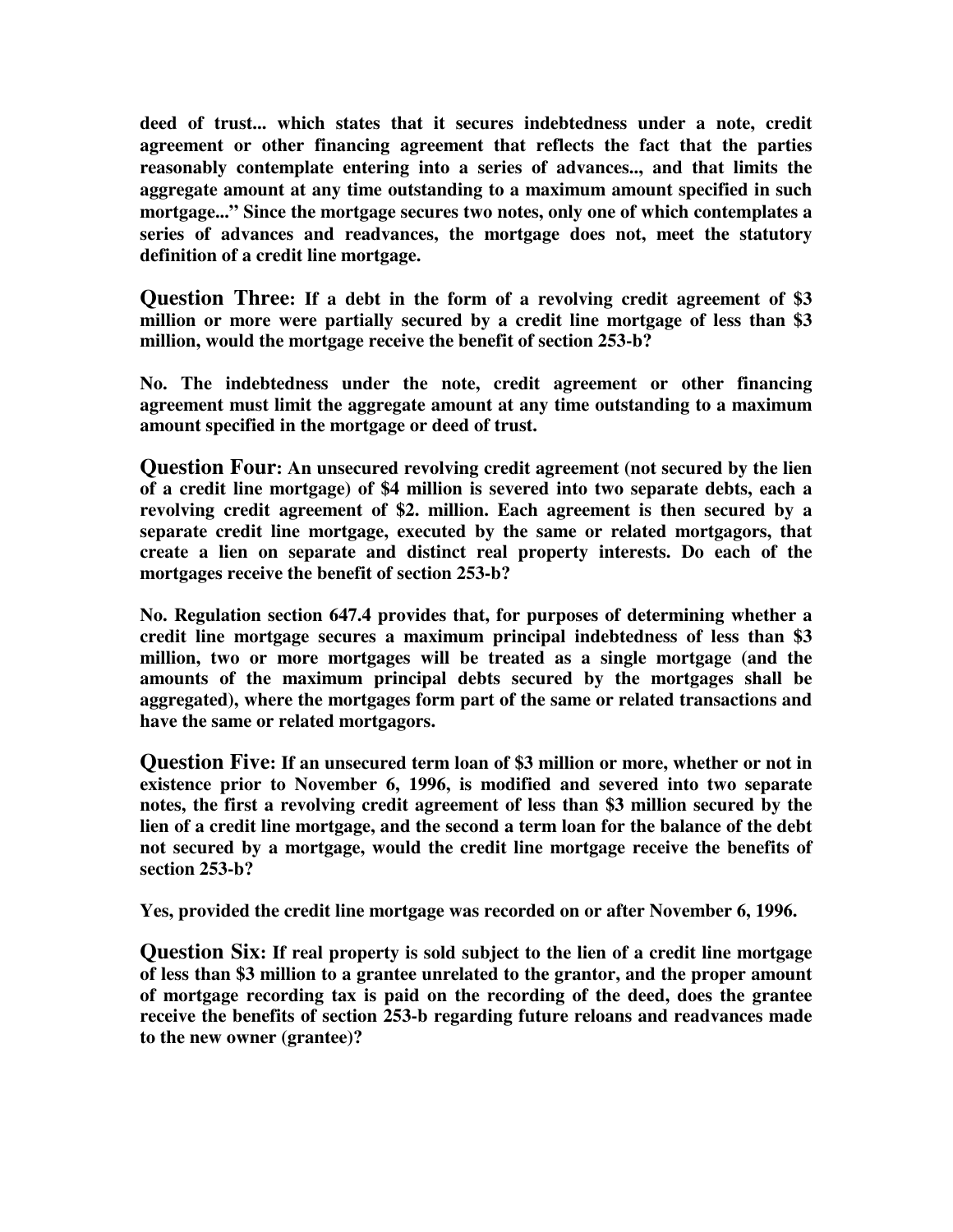**deed of trust... which states that it secures indebtedness under a note, credit agreement or other financing agreement that reflects the fact that the parties reasonably contemplate entering into a series of advances.., and that limits the aggregate amount at any time outstanding to a maximum amount specified in such mortgage..." Since the mortgage secures two notes, only one of which contemplates a series of advances and readvances, the mortgage does not, meet the statutory definition of a credit line mortgage.**

**Question Three: If a debt in the form of a revolving credit agreement of $3 million or more were partially secured by a credit line mortgage of less than $3 million, would the mortgage receive the benefit of section 253-b?**

**No. The indebtedness under the note, credit agreement or other financing agreement must limit the aggregate amount at any time outstanding to a maximum amount specified in the mortgage or deed of trust.**

**Question Four: An unsecured revolving credit agreement (not secured by the lien of a credit line mortgage) of $4 million is severed into two separate debts, each a revolving credit agreement of $2. million. Each agreement is then secured by a separate credit line mortgage, executed by the same or related mortgagors, that create a lien on separate and distinct real property interests. Do each of the mortgages receive the benefit of section 253-b?**

**No. Regulation section 647.4 provides that, for purposes of determining whether a credit line mortgage secures a maximum principal indebtedness of less than $3 million, two or more mortgages will be treated as a single mortgage (and the amounts of the maximum principal debts secured by the mortgages shall be aggregated), where the mortgages form part of the same or related transactions and have the same or related mortgagors.**

**Question Five: If an unsecured term loan of $3 million or more, whether or not in existence prior to November 6, 1996, is modified and severed into two separate notes, the first a revolving credit agreement of less than $3 million secured by the lien of a credit line mortgage, and the second a term loan for the balance of the debt not secured by a mortgage, would the credit line mortgage receive the benefits of section 253-b?**

**Yes, provided the credit line mortgage was recorded on or after November 6, 1996.**

**Question Six: If real property is sold subject to the lien of a credit line mortgage of less than $3 million to a grantee unrelated to the grantor, and the proper amount of mortgage recording tax is paid on the recording of the deed, does the grantee receive the benefits of section 253-b regarding future reloans and readvances made to the new owner (grantee)?**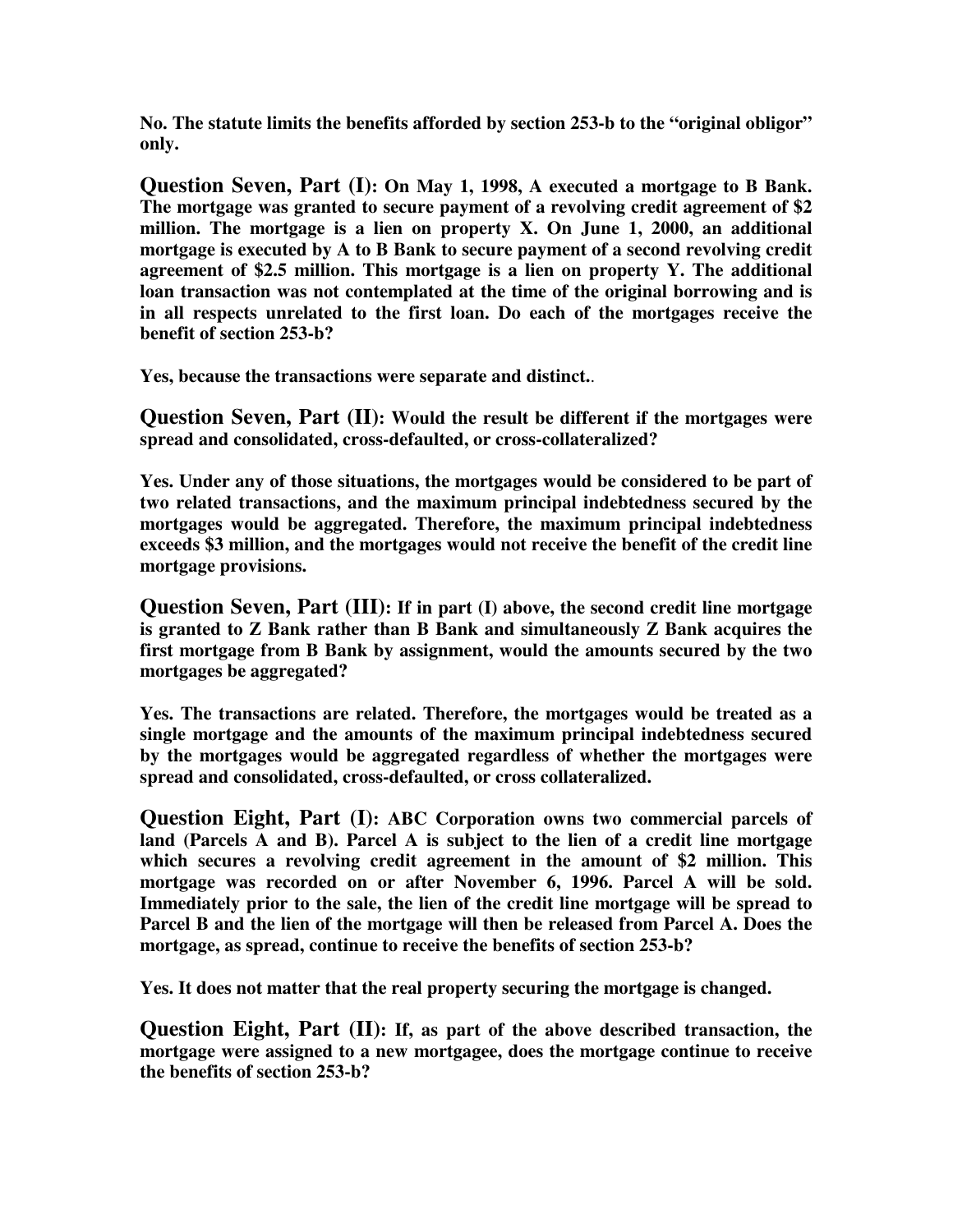**No. The statute limits the benefits afforded by section 253-b to the "original obligor" only.**

**Question Seven, Part (I): On May 1, 1998, A executed a mortgage to B Bank. The mortgage was granted to secure payment of a revolving credit agreement of $2 million. The mortgage is a lien on property X. On June 1, 2000, an additional mortgage is executed by A to B Bank to secure payment of a second revolving credit agreement of $2.5 million. This mortgage is a lien on property Y. The additional loan transaction was not contemplated at the time of the original borrowing and is in all respects unrelated to the first loan. Do each of the mortgages receive the benefit of section 253-b?**

**Yes, because the transactions were separate and distinct.**.

**Question Seven, Part (II): Would the result be different if the mortgages were spread and consolidated, cross-defaulted, or cross-collateralized?**

**Yes. Under any of those situations, the mortgages would be considered to be part of two related transactions, and the maximum principal indebtedness secured by the mortgages would be aggregated. Therefore, the maximum principal indebtedness exceeds $3 million, and the mortgages would not receive the benefit of the credit line mortgage provisions.**

**Question Seven, Part (III): If in part (I) above, the second credit line mortgage is granted to Z Bank rather than B Bank and simultaneously Z Bank acquires the first mortgage from B Bank by assignment, would the amounts secured by the two mortgages be aggregated?**

**Yes. The transactions are related. Therefore, the mortgages would be treated as a single mortgage and the amounts of the maximum principal indebtedness secured by the mortgages would be aggregated regardless of whether the mortgages were spread and consolidated, cross-defaulted, or cross collateralized.**

**Question Eight, Part (I): ABC Corporation owns two commercial parcels of land (Parcels A and B). Parcel A is subject to the lien of a credit line mortgage which secures a revolving credit agreement in the amount of $2 million. This mortgage was recorded on or after November 6, 1996. Parcel A will be sold. Immediately prior to the sale, the lien of the credit line mortgage will be spread to Parcel B and the lien of the mortgage will then be released from Parcel A. Does the mortgage, as spread, continue to receive the benefits of section 253-b?**

**Yes. It does not matter that the real property securing the mortgage is changed.**

**Question Eight, Part (II): If, as part of the above described transaction, the mortgage were assigned to a new mortgagee, does the mortgage continue to receive the benefits of section 253-b?**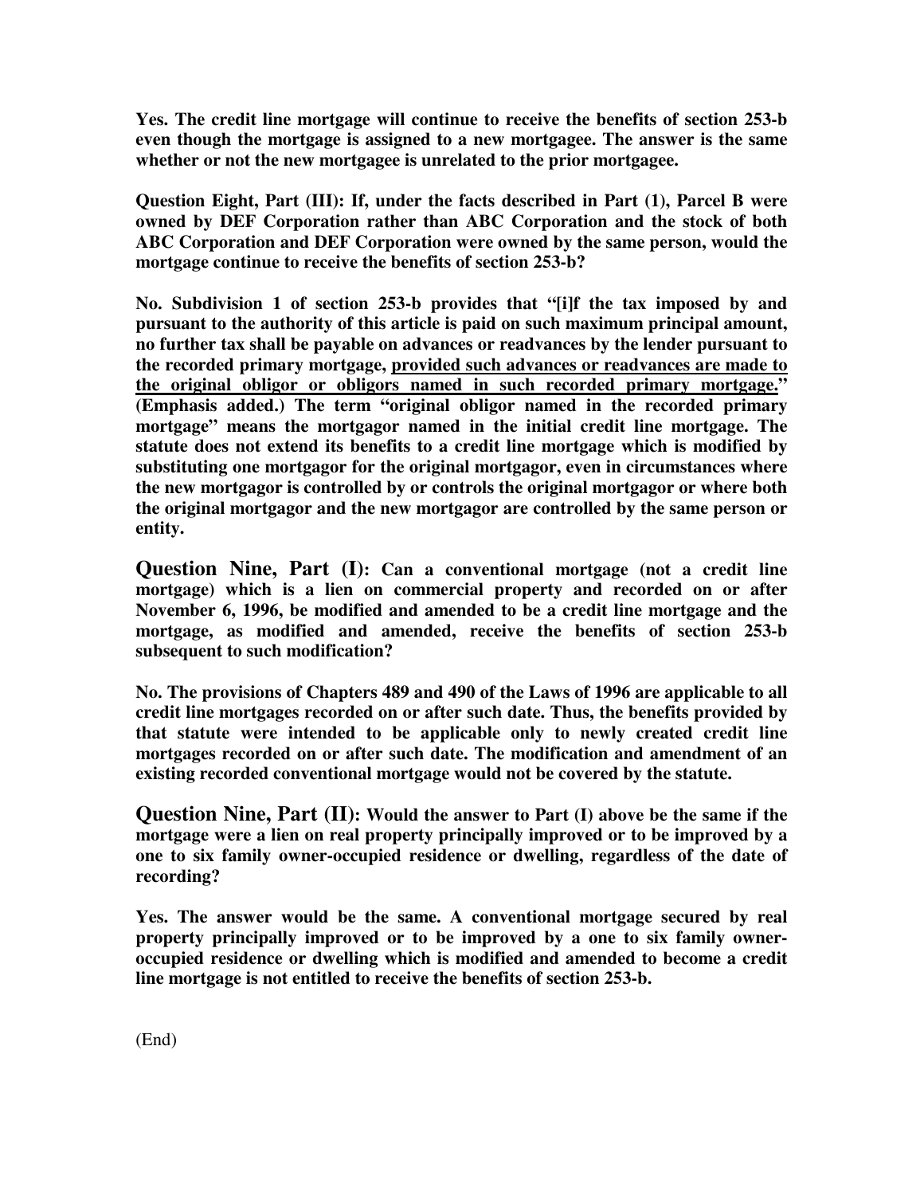**Yes. The credit line mortgage will continue to receive the benefits of section 253-b even though the mortgage is assigned to a new mortgagee. The answer is the same whether or not the new mortgagee is unrelated to the prior mortgagee.**

**Question Eight, Part (III): If, under the facts described in Part (1), Parcel B were owned by DEF Corporation rather than ABC Corporation and the stock of both ABC Corporation and DEF Corporation were owned by the same person, would the mortgage continue to receive the benefits of section 253-b?**

**No. Subdivision 1 of section 253-b provides that "[i]f the tax imposed by and pursuant to the authority of this article is paid on such maximum principal amount, no further tax shall be payable on advances or readvances by the lender pursuant to the recorded primary mortgage, <u>provided such advances or readvances are made to the original obligor or obligors named in such recorded primary mortgage.</u>" (Emphasis added.) The term "original obligor named in the recorded primary mortgage" means the mortgagor named in the initial credit line mortgage. The statute does not extend its benefits to a credit line mortgage which is modified by substituting one mortgagor for the original mortgagor, even in circumstances where the new mortgagor is controlled by or controls the original mortgagor or where both the original mortgagor and the new mortgagor are controlled by the same person or entity.**

**Question Nine, Part (I): Can a conventional mortgage (not a credit line mortgage) which is a lien on commercial property and recorded on or after November 6, 1996, be modified and amended to be a credit line mortgage and the mortgage, as modified and amended, receive the benefits of section 253-b subsequent to such modification?**

**No. The provisions of Chapters 489 and 490 of the Laws of 1996 are applicable to all credit line mortgages recorded on or after such date. Thus, the benefits provided by that statute were intended to be applicable only to newly created credit line mortgages recorded on or after such date. The modification and amendment of an existing recorded conventional mortgage would not be covered by the statute.**

**Question Nine, Part (II): Would the answer to Part (I) above be the same if the mortgage were a lien on real property principally improved or to be improved by a one to six family owner-occupied residence or dwelling, regardless of the date of recording?**

**Yes. The answer would be the same. A conventional mortgage secured by real property principally improved or to be improved by a one to six family owner-occupied residence or dwelling which is modified and amended to become a credit line mortgage is not entitled to receive the benefits of section 253-b.**

(End)